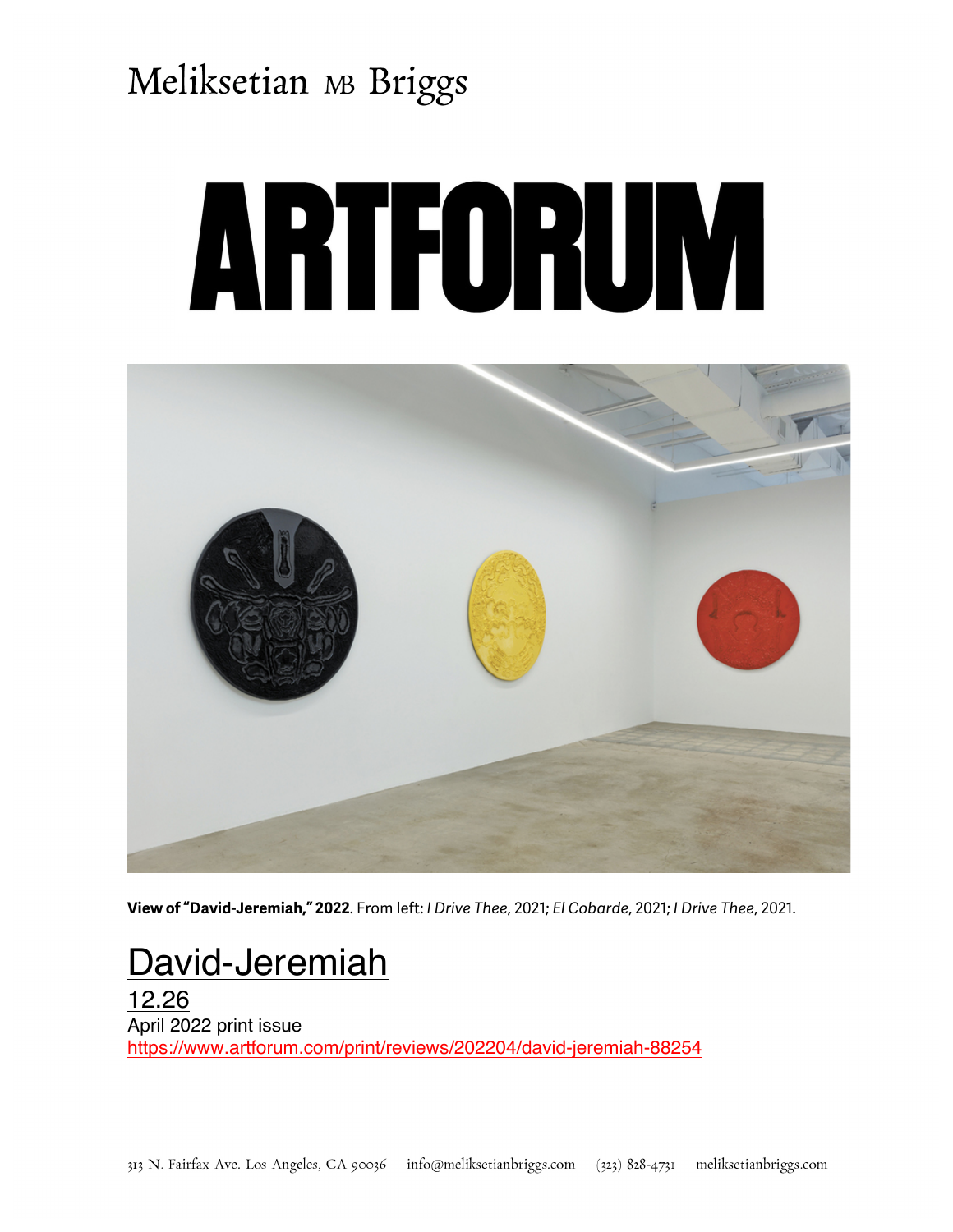Meliksetian MB Briggs

# ARTFORUM

**View of "David-Jeremiah," 2022**. From left: *I Drive Thee*, 2021; *El Cobarde*, 2021; *I Drive Thee*, 2021.

## David-Jeremiah

12.26
April 2022 print issue
https://www.artforum.com/print/reviews/202204/david-jeremiah-88254

313 N. Fairfax Ave. Los Angeles, CA 90036 info@meliksetianbriggs.com (323) 828-4731 meliksetianbriggs.com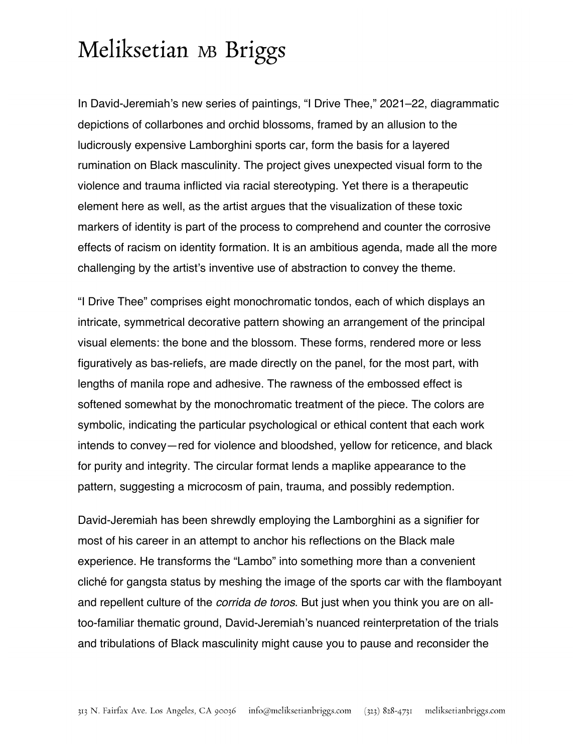In David-Jeremiah's new series of paintings, "I Drive Thee," 2021–22, diagrammatic depictions of collarbones and orchid blossoms, framed by an allusion to the ludicrously expensive Lamborghini sports car, form the basis for a layered rumination on Black masculinity. The project gives unexpected visual form to the violence and trauma inflicted via racial stereotyping. Yet there is a therapeutic element here as well, as the artist argues that the visualization of these toxic markers of identity is part of the process to comprehend and counter the corrosive effects of racism on identity formation. It is an ambitious agenda, made all the more challenging by the artist's inventive use of abstraction to convey the theme.

"I Drive Thee" comprises eight monochromatic tondos, each of which displays an intricate, symmetrical decorative pattern showing an arrangement of the principal visual elements: the bone and the blossom. These forms, rendered more or less figuratively as bas-reliefs, are made directly on the panel, for the most part, with lengths of manila rope and adhesive. The rawness of the embossed effect is softened somewhat by the monochromatic treatment of the piece. The colors are symbolic, indicating the particular psychological or ethical content that each work intends to convey—red for violence and bloodshed, yellow for reticence, and black for purity and integrity. The circular format lends a maplike appearance to the pattern, suggesting a microcosm of pain, trauma, and possibly redemption.

David-Jeremiah has been shrewdly employing the Lamborghini as a signifier for most of his career in an attempt to anchor his reflections on the Black male experience. He transforms the "Lambo" into something more than a convenient cliché for gangsta status by meshing the image of the sports car with the flamboyant and repellent culture of the *corrida de toros*. But just when you think you are on all-too-familiar thematic ground, David-Jeremiah's nuanced reinterpretation of the trials and tribulations of Black masculinity might cause you to pause and reconsider the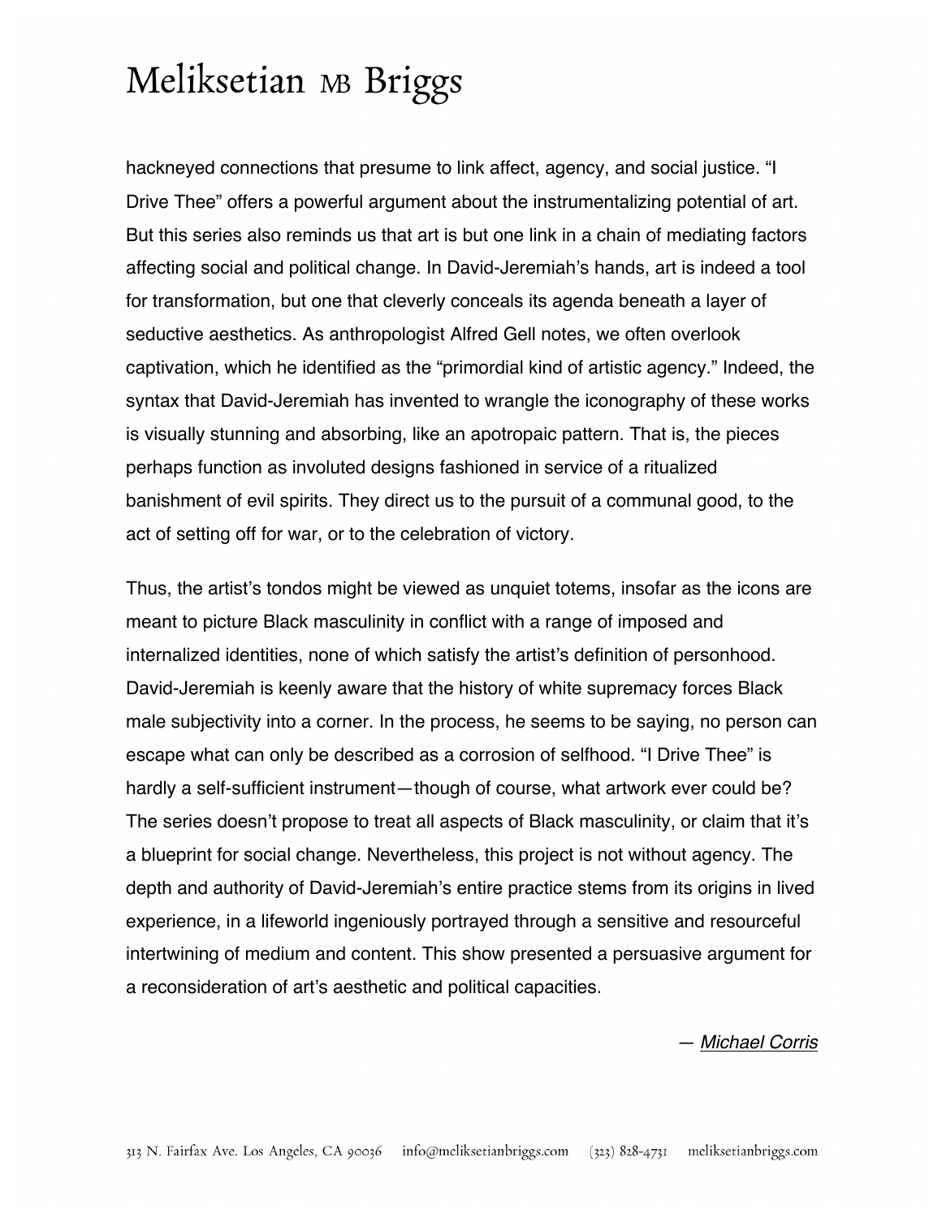hackneyed connections that presume to link affect, agency, and social justice. "I Drive Thee" offers a powerful argument about the instrumentalizing potential of art. But this series also reminds us that art is but one link in a chain of mediating factors affecting social and political change. In David-Jeremiah's hands, art is indeed a tool for transformation, but one that cleverly conceals its agenda beneath a layer of seductive aesthetics. As anthropologist Alfred Gell notes, we often overlook captivation, which he identified as the "primordial kind of artistic agency." Indeed, the syntax that David-Jeremiah has invented to wrangle the iconography of these works is visually stunning and absorbing, like an apotropaic pattern. That is, the pieces perhaps function as involuted designs fashioned in service of a ritualized banishment of evil spirits. They direct us to the pursuit of a communal good, to the act of setting off for war, or to the celebration of victory.

Thus, the artist's tondos might be viewed as unquiet totems, insofar as the icons are meant to picture Black masculinity in conflict with a range of imposed and internalized identities, none of which satisfy the artist's definition of personhood. David-Jeremiah is keenly aware that the history of white supremacy forces Black male subjectivity into a corner. In the process, he seems to be saying, no person can escape what can only be described as a corrosion of selfhood. "I Drive Thee" is hardly a self-sufficient instrument—though of course, what artwork ever could be? The series doesn't propose to treat all aspects of Black masculinity, or claim that it's a blueprint for social change. Nevertheless, this project is not without agency. The depth and authority of David-Jeremiah's entire practice stems from its origins in lived experience, in a lifeworld ingeniously portrayed through a sensitive and resourceful intertwining of medium and content. This show presented a persuasive argument for a reconsideration of art's aesthetic and political capacities.

— *Michael Corris*